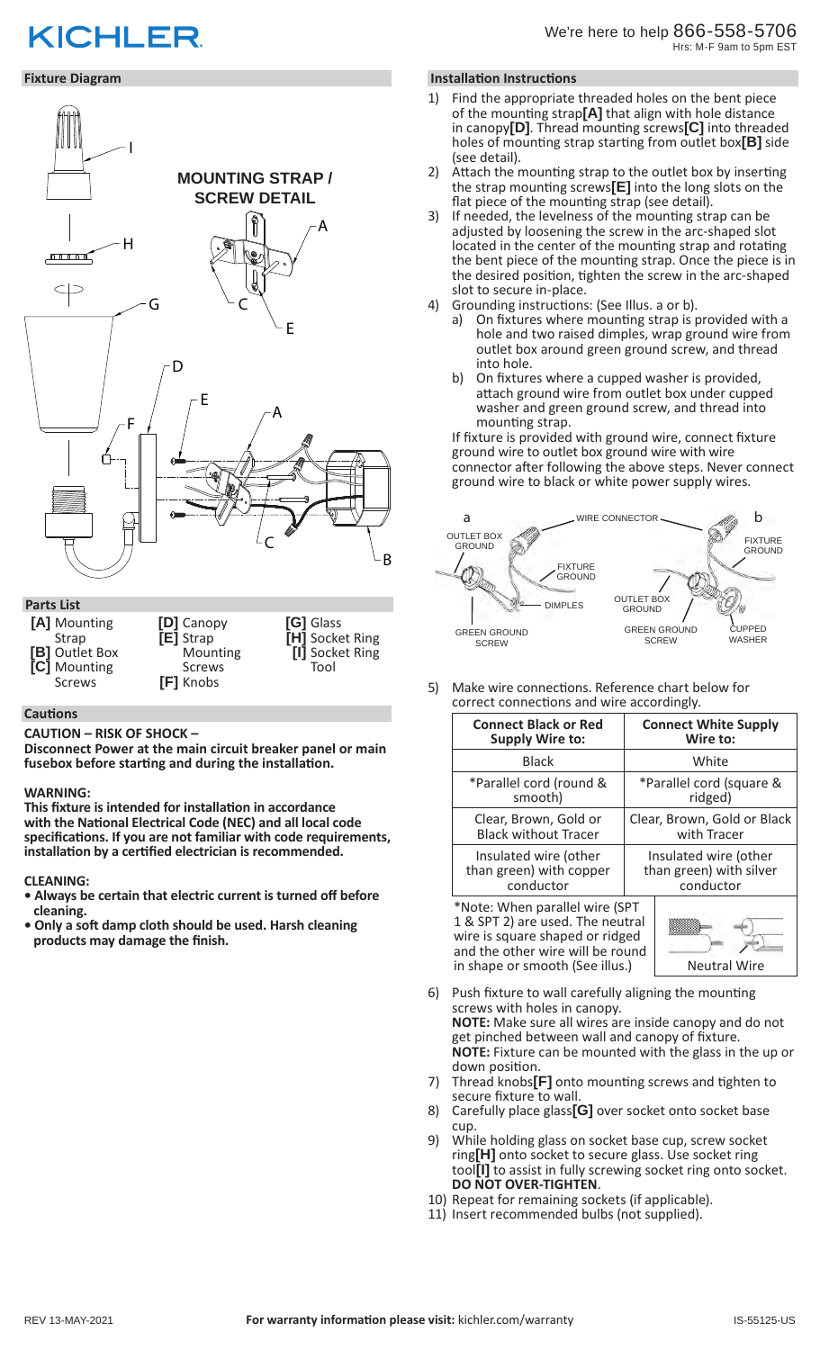# KICHLER

We're here to help 866-558-5706
Hrs: M-F 9am to 5pm EST

## Fixture Diagram

**MOUNTING STRAP / SCREW DETAIL**

## Parts List

- **[A]** Mounting Strap
- **[B]** Outlet Box
- **[C]** Mounting Screws
- **[D]** Canopy
- **[E]** Strap Mounting Screws
- **[F]** Knobs
- **[G]** Glass
- **[H]** Socket Ring
- **[I]** Socket Ring Tool

## Cautions

**CAUTION – RISK OF SHOCK –**
**Disconnect Power at the main circuit breaker panel or main fusebox before starting and during the installation.**

**WARNING:**
**This fixture is intended for installation in accordance with the National Electrical Code (NEC) and all local code specifications. If you are not familiar with code requirements, installation by a certified electrician is recommended.**

**CLEANING:**
- **Always be certain that electric current is turned off before cleaning.**
- **Only a soft damp cloth should be used. Harsh cleaning products may damage the finish.**

## Installation Instructions

1) Find the appropriate threaded holes on the bent piece of the mounting strap **[A]** that align with hole distance in canopy **[D]**. Thread mounting screws **[C]** into threaded holes of mounting strap starting from outlet box **[B]** side (see detail).
2) Attach the mounting strap to the outlet box by inserting the strap mounting screws **[E]** into the long slots on the flat piece of the mounting strap (see detail).
3) If needed, the levelness of the mounting strap can be adjusted by loosening the screw in the arc-shaped slot located in the center of the mounting strap and rotating the bent piece of the mounting strap. Once the piece is in the desired position, tighten the screw in the arc-shaped slot to secure in-place.
4) Grounding instructions: (See Illus. a or b).
   a) On fixtures where mounting strap is provided with a hole and two raised dimples, wrap ground wire from outlet box around green ground screw, and thread into hole.
   b) On fixtures where a cupped washer is provided, attach ground wire from outlet box under cupped washer and green ground screw, and thread into mounting strap.

   If fixture is provided with ground wire, connect fixture ground wire to outlet box ground wire with wire connector after following the above steps. Never connect ground wire to black or white power supply wires.

   a: OUTLET BOX GROUND, WIRE CONNECTOR, FIXTURE GROUND, DIMPLES, GREEN GROUND SCREW
   b: FIXTURE GROUND, OUTLET BOX GROUND, GREEN GROUND SCREW, CUPPED WASHER

5) Make wire connections. Reference chart below for correct connections and wire accordingly.

| Connect Black or Red Supply Wire to: | Connect White Supply Wire to: |
|---|---|
| Black | White |
| *Parallel cord (round & smooth) | *Parallel cord (square & ridged) |
| Clear, Brown, Gold or Black without Tracer | Clear, Brown, Gold or Black with Tracer |
| Insulated wire (other than green) with copper conductor | Insulated wire (other than green) with silver conductor |

*Note: When parallel wire (SPT 1 & SPT 2) are used. The neutral wire is square shaped or ridged and the other wire will be round in shape or smooth (See illus.)

Neutral Wire

6) Push fixture to wall carefully aligning the mounting screws with holes in canopy.
   **NOTE:** Make sure all wires are inside canopy and do not get pinched between wall and canopy of fixture.
   **NOTE:** Fixture can be mounted with the glass in the up or down position.
7) Thread knobs **[F]** onto mounting screws and tighten to secure fixture to wall.
8) Carefully place glass **[G]** over socket onto socket base cup.
9) While holding glass on socket base cup, screw socket ring **[H]** onto socket to secure glass. Use socket ring tool **[I]** to assist in fully screwing socket ring onto socket. **DO NOT OVER-TIGHTEN**.
10) Repeat for remaining sockets (if applicable).
11) Insert recommended bulbs (not supplied).

REV 13-MAY-2021 **For warranty information please visit:** kichler.com/warranty IS-55125-US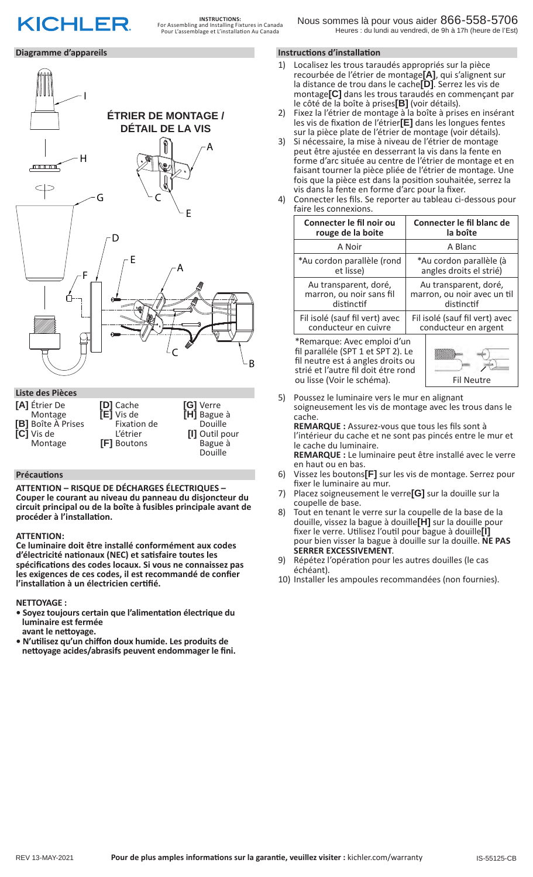# KICHLER

**INSTRUCTIONS:**
For Assembling and Installing Fixtures in Canada
Pour L'assemblage et L'installation Au Canada

Nous sommes là pour vous aider 866-558-5706
Heures : du lundi au vendredi, de 9h à 17h (heure de l'Est)

## Diagramme d'appareils

ÉTRIER DE MONTAGE / DÉTAIL DE LA VIS

## Liste des Pièces

**[A]** Étrier De Montage
**[B]** Boîte À Prises
**[C]** Vis de Montage
**[D]** Cache
**[E]** Vis de Fixation de L'étrier
**[F]** Boutons
**[G]** Verre
**[H]** Bague à Douille
**[I]** Outil pour Bague à Douille

## Précautions

**ATTENTION – RISQUE DE DÉCHARGES ÉLECTRIQUES – Couper le courant au niveau du panneau du disjoncteur du circuit principal ou de la boîte à fusibles principale avant de procéder à l'installation.**

**ATTENTION:**

**Ce luminaire doit être installé conformément aux codes d'électricité nationaux (NEC) et satisfaire toutes les spécifications des codes locaux. Si vous ne connaissez pas les exigences de ces codes, il est recommandé de confier l'installation à un électricien certifié.**

**NETTOYAGE :**

- **Soyez toujours certain que l'alimentation électrique du luminaire est fermée avant le nettoyage.**
- **N'utilisez qu'un chiffon doux humide. Les produits de nettoyage acides/abrasifs peuvent endommager le fini.**

## Instructions d'installation

1) Localisez les trous taraudés appropriés sur la pièce recourbée de l'étrier de montage **[A]**, qui s'alignent sur la distance de trou dans le cache **[D]**. Serrez les vis de montage **[C]** dans les trous taraudés en commençant par le côté de la boîte à prises **[B]** (voir détails).
2) Fixez la l'étrier de montage à la boîte à prises en insérant les vis de fixation de l'étrier **[E]** dans les longues fentes sur la pièce plate de l'étrier de montage (voir détails).
3) Si nécessaire, la mise à niveau de l'étrier de montage peut être ajustée en desserrant la vis dans la fente en forme d'arc située au centre de l'étrier de montage et en faisant tourner la pièce pliée de l'étrier de montage. Une fois que la pièce est dans la position souhaitée, serrez la vis dans la fente en forme d'arc pour la fixer.
4) Connecter les fils. Se reporter au tableau ci-dessous pour faire les connexions.

| Connecter le fil noir ou rouge de la boite | Connecter le fil blanc de la boîte |
|---|---|
| A Noir | A Blanc |
| *Au cordon parallèle (rond et lisse) | *Au cordon parallèle (à angles droits el strié) |
| Au transparent, doré, marron, ou noir sans fil distinctif | Au transparent, doré, marron, ou noir avec un til distinctif |
| Fil isolé (sauf fil vert) avec conducteur en cuivre | Fil isolé (sauf fil vert) avec conducteur en argent |

*Remarque: Avec emploi d'un fil paralléle (SPT 1 et SPT 2). Le fil neutre est á angles droits ou strié et l'autre fil doit étre rond ou lisse (Voir le schéma).

Fil Neutre

5) Poussez le luminaire vers le mur en alignant soigneusement les vis de montage avec les trous dans le cache.
   **REMARQUE :** Assurez-vous que tous les fils sont à l'intérieur du cache et ne sont pas pincés entre le mur et le cache du luminaire.
   **REMARQUE :** Le luminaire peut être installé avec le verre en haut ou en bas.
6) Vissez les boutons **[F]** sur les vis de montage. Serrez pour fixer le luminaire au mur.
7) Placez soigneusement le verre **[G]** sur la douille sur la coupelle de base.
8) Tout en tenant le verre sur la coupelle de la base de la douille, vissez la bague à douille **[H]** sur la douille pour fixer le verre. Utilisez l'outil pour bague à douille **[I]** pour bien visser la bague à douille sur la douille. **NE PAS SERRER EXCESSIVEMENT**.
9) Répétez l'opération pour les autres douilles (le cas échéant).
10) Installer les ampoules recommandées (non fournies).

REV 13-MAY-2021 **Pour de plus amples informations sur la garantie, veuillez visiter :** kichler.com/warranty IS-55125-CB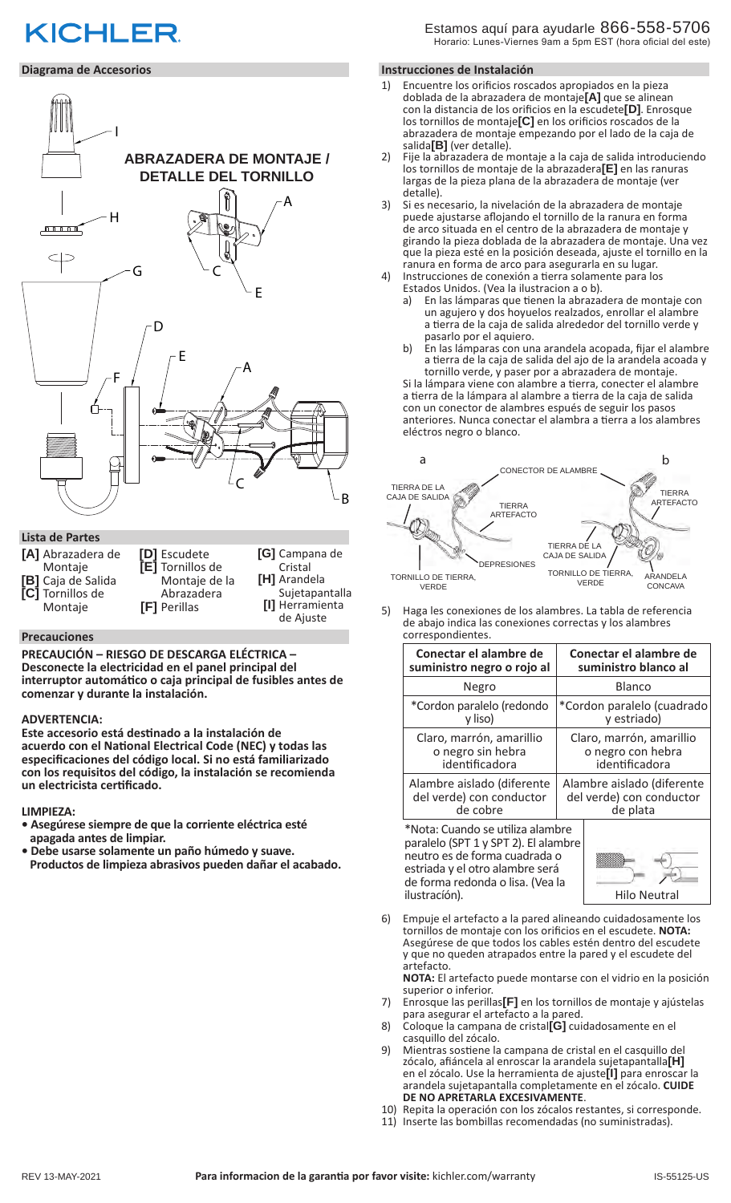KICHLER

Estamos aquí para ayudarle 866-558-5706
Horario: Lunes-Viernes 9am a 5pm EST (hora oficial del este)

## Diagrama de Accesorios

ABRAZADERA DE MONTAJE / DETALLE DEL TORNILLO

I
H
G
A
C
E
D
E
A
F
C
B

## Lista de Partes

- [A] Abrazadera de Montaje
- [B] Caja de Salida
- [C] Tornillos de Montaje
- [D] Escudete
- [E] Tornillos de Montaje de la Abrazadera
- [F] Perillas
- [G] Campana de Cristal
- [H] Arandela Sujetapantalla
- [I] Herramienta de Ajuste

## Precauciones

**PRECAUCIÓN – RIESGO DE DESCARGA ELÉCTRICA – Desconecte la electricidad en el panel principal del interruptor automático o caja principal de fusibles antes de comenzar y durante la instalación.**

**ADVERTENCIA:**

**Este accesorio está destinado a la instalación de acuerdo con el National Electrical Code (NEC) y todas las especificaciones del código local. Si no está familiarizado con los requisitos del código, la instalación se recomienda un electricista certificado.**

**LIMPIEZA:**

- **Asegúrese siempre de que la corriente eléctrica esté apagada antes de limpiar.**
- **Debe usarse solamente un paño húmedo y suave. Productos de limpieza abrasivos pueden dañar el acabado.**

## Instrucciones de Instalación

1) Encuentre los orificios roscados apropiados en la pieza doblada de la abrazadera de montaje**[A]** que se alinean con la distancia de los orificios en la escudete**[D]**. Enrosque los tornillos de montaje**[C]** en los orificios roscados de la abrazadera de montaje empezando por el lado de la caja de salida**[B]** (ver detalle).
2) Fije la abrazadera de montaje a la caja de salida introduciendo los tornillos de montaje de la abrazadera**[E]** en las ranuras largas de la pieza plana de la abrazadera de montaje (ver detalle).
3) Si es necesario, la nivelación de la abrazadera de montaje puede ajustarse aflojando el tornillo de la ranura en forma de arco situada en el centro de la abrazadera de montaje y girando la pieza doblada de la abrazadera de montaje. Una vez que la pieza esté en la posición deseada, ajuste el tornillo en la ranura en forma de arco para asegurarla en su lugar.
4) Instrucciones de conexión a tierra solamente para los Estados Unidos. (Vea la ilustracion a o b).
   a) En las lámparas que tienen la abrazadera de montaje con un agujero y dos hoyuelos realzados, enrollar el alambre a tierra de la caja de salida alrededor del tornillo verde y pasarlo por el aquiero.
   b) En las lámparas con una arandela acopada, fijar el alambre a tierra de la caja de salida del ajo de la arandela acoada y tornillo verde, y paser por a abrazadera de montaje.

   Si la lámpara viene con alambre a tierra, conecter el alambre a tierra de la lámpara al alambre a tierra de la caja de salida con un conector de alambres espués de seguir los pasos anteriores. Nunca conectar el alambra a tierra a los alambres eléctros negro o blanco.

a: CONECTOR DE ALAMBRE, TIERRA DE LA CAJA DE SALIDA, TIERRA ARTEFACTO, DEPRESIONES, TORNILLO DE TIERRA, VERDE

b: TIERRA ARTEFACTO, TIERRA DE LA CAJA DE SALIDA, TORNILLO DE TIERRA, VERDE, ARANDELA CONCAVA

5) Haga les conexiones de los alambres. La tabla de referencia de abajo indica las conexiones correctas y los alambres correspondientes.

| Conectar el alambre de suministro negro o rojo al | Conectar el alambre de suministro blanco al |
|---|---|
| Negro | Blanco |
| *Cordon paralelo (redondo y liso) | *Cordon paralelo (cuadrado y estriado) |
| Claro, marrón, amarillio o negro sin hebra identificadora | Claro, marrón, amarillio o negro con hebra identificadora |
| Alambre aislado (diferente del verde) con conductor de cobre | Alambre aislado (diferente del verde) con conductor de plata |

*Nota: Cuando se utiliza alambre paralelo (SPT 1 y SPT 2). El alambre neutro es de forma cuadrada o estriada y el otro alambre será de forma redonda o lisa. (Vea la ilustracíón).

Hilo Neutral

6) Empuje el artefacto a la pared alineando cuidadosamente los tornillos de montaje con los orificios en el escudete. **NOTA:** Asegúrese de que todos los cables estén dentro del escudete y que no queden atrapados entre la pared y el escudete del artefacto.

   **NOTA:** El artefacto puede montarse con el vidrio en la posición superior o inferior.
7) Enrosque las perillas**[F]** en los tornillos de montaje y ajústelas para asegurar el artefacto a la pared.
8) Coloque la campana de cristal**[G]** cuidadosamente en el casquillo del zócalo.
9) Mientras sostiene la campana de cristal en el casquillo del zócalo, afiáncela al enroscar la arandela sujetapantalla**[H]** en el zócalo. Use la herramienta de ajuste**[I]** para enroscar la arandela sujetapantalla completamente en el zócalo. **CUIDE DE NO APRETARLA EXCESIVAMENTE**.
10) Repita la operación con los zócalos restantes, si corresponde.
11) Inserte las bombillas recomendadas (no suministradas).

REV 13-MAY-2021 **Para informacion de la garantía por favor visite:** kichler.com/warranty IS-55125-US